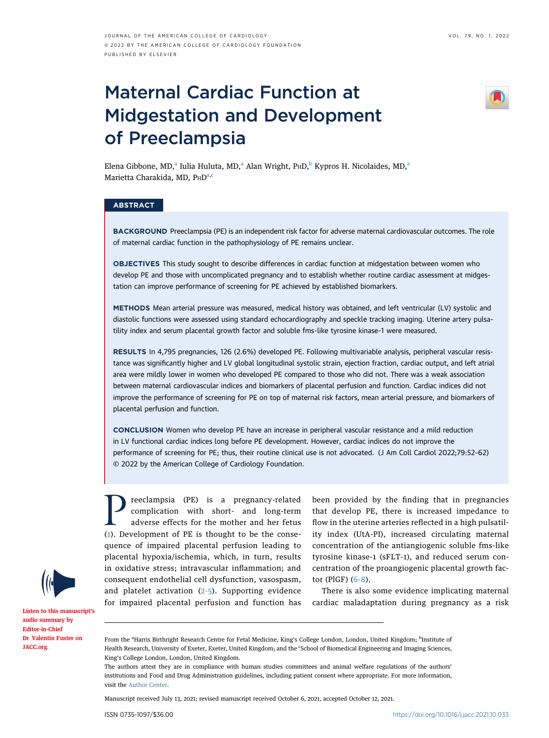# Maternal Cardiac Function at Midgestation and Development of Preeclampsia

Elena Gibbone, MD,[a] Iulia Huluta, MD,[a] Alan Wright, PhD,[b] Kypros H. Nicolaides, MD,[a] Marietta Charakida, MD, PhD[a,c]

## ABSTRACT

**BACKGROUND** Preeclampsia (PE) is an independent risk factor for adverse maternal cardiovascular outcomes. The role of maternal cardiac function in the pathophysiology of PE remains unclear.

**OBJECTIVES** This study sought to describe differences in cardiac function at midgestation between women who develop PE and those with uncomplicated pregnancy and to establish whether routine cardiac assessment at midgestation can improve performance of screening for PE achieved by established biomarkers.

**METHODS** Mean arterial pressure was measured, medical history was obtained, and left ventricular (LV) systolic and diastolic functions were assessed using standard echocardiography and speckle tracking imaging. Uterine artery pulsatility index and serum placental growth factor and soluble fms-like tyrosine kinase-1 were measured.

**RESULTS** In 4,795 pregnancies, 126 (2.6%) developed PE. Following multivariable analysis, peripheral vascular resistance was significantly higher and LV global longitudinal systolic strain, ejection fraction, cardiac output, and left atrial area were mildly lower in women who developed PE compared to those who did not. There was a weak association between maternal cardiovascular indices and biomarkers of placental perfusion and function. Cardiac indices did not improve the performance of screening for PE on top of maternal risk factors, mean arterial pressure, and biomarkers of placental perfusion and function.

**CONCLUSION** Women who develop PE have an increase in peripheral vascular resistance and a mild reduction in LV functional cardiac indices long before PE development. However, cardiac indices do not improve the performance of screening for PE; thus, their routine clinical use is not advocated. (J Am Coll Cardiol 2022;79:52–62) © 2022 by the American College of Cardiology Foundation.

Listen to this manuscript's audio summary by Editor-in-Chief Dr Valentin Fuster on JACC.org.

Preeclampsia (PE) is a pregnancy-related complication with short- and long-term adverse effects for the mother and her fetus (1). Development of PE is thought to be the consequence of impaired placental perfusion leading to placental hypoxia/ischemia, which, in turn, results in oxidative stress; intravascular inflammation; and consequent endothelial cell dysfunction, vasospasm, and platelet activation (2-5). Supporting evidence for impaired placental perfusion and function has been provided by the finding that in pregnancies that develop PE, there is increased impedance to flow in the uterine arteries reflected in a high pulsatility index (UtA-PI), increased circulating maternal concentration of the antiangiogenic soluble fms-like tyrosine kinase-1 (sFLT-1), and reduced serum concentration of the proangiogenic placental growth factor (PlGF) (6-8).

There is also some evidence implicating maternal cardiac maladaptation during pregnancy as a risk

From the [a]Harris Birthright Research Centre for Fetal Medicine, King's College London, London, United Kingdom; [b]Institute of Health Research, University of Exeter, Exeter, United Kingdom; and the [c]School of Biomedical Engineering and Imaging Sciences, King's College London, London, United Kingdom.

The authors attest they are in compliance with human studies committees and animal welfare regulations of the authors' institutions and Food and Drug Administration guidelines, including patient consent where appropriate. For more information, visit the Author Center.

Manuscript received July 13, 2021; revised manuscript received October 6, 2021, accepted October 12, 2021.

ISSN 0735-1097/$36.00 https://doi.org/10.1016/j.jacc.2021.10.033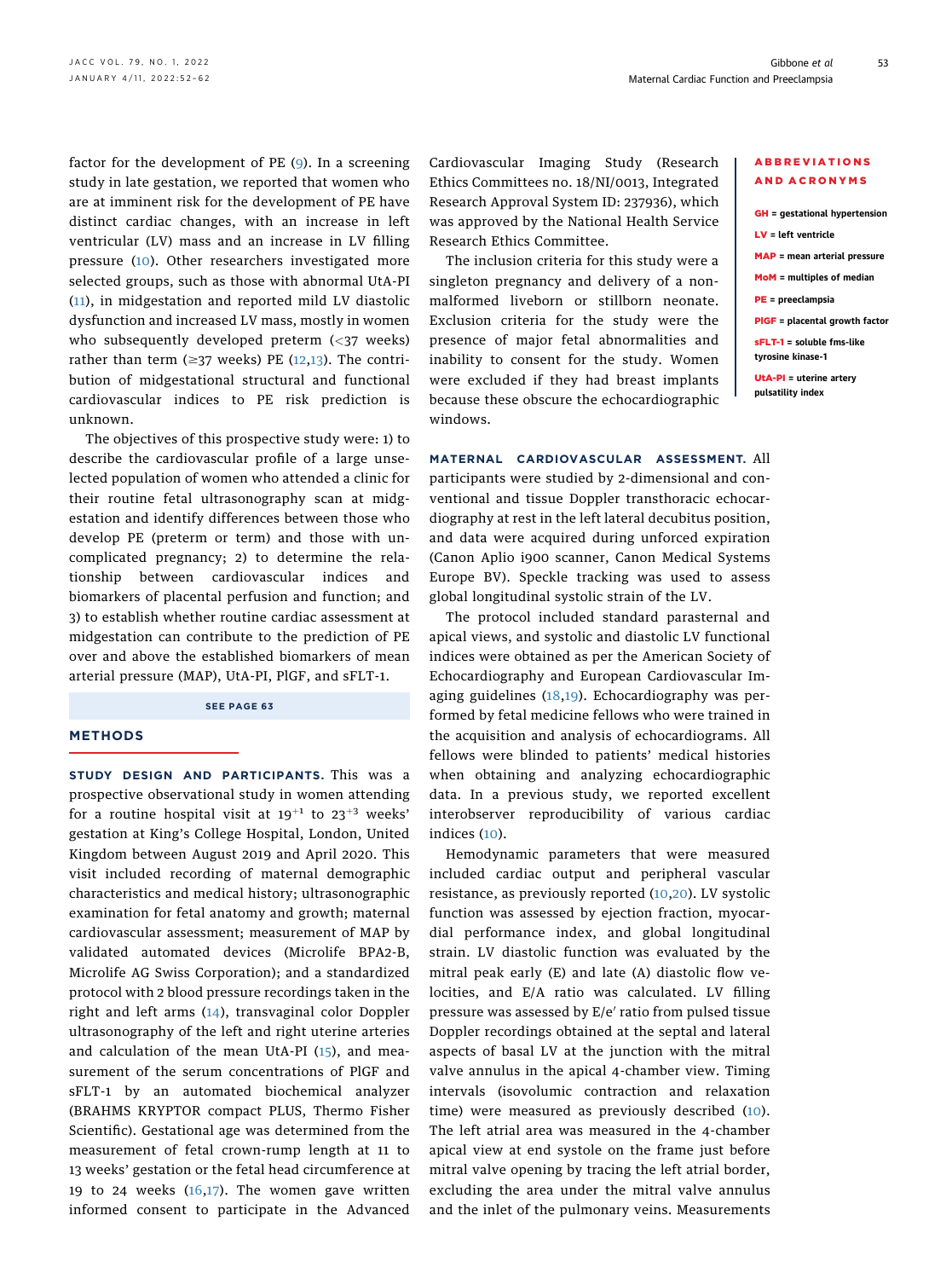factor for the development of PE (9). In a screening study in late gestation, we reported that women who are at imminent risk for the development of PE have distinct cardiac changes, with an increase in left ventricular (LV) mass and an increase in LV filling pressure (10). Other researchers investigated more selected groups, such as those with abnormal UtA-PI (11), in midgestation and reported mild LV diastolic dysfunction and increased LV mass, mostly in women who subsequently developed preterm (<37 weeks) rather than term (≥37 weeks) PE (12,13). The contribution of midgestational structural and functional cardiovascular indices to PE risk prediction is unknown.

The objectives of this prospective study were: 1) to describe the cardiovascular profile of a large unselected population of women who attended a clinic for their routine fetal ultrasonography scan at midgestation and identify differences between those who develop PE (preterm or term) and those with uncomplicated pregnancy; 2) to determine the relationship between cardiovascular indices and biomarkers of placental perfusion and function; and 3) to establish whether routine cardiac assessment at midgestation can contribute to the prediction of PE over and above the established biomarkers of mean arterial pressure (MAP), UtA-PI, PlGF, and sFLT-1.

SEE PAGE 63

## METHODS

**STUDY DESIGN AND PARTICIPANTS.** This was a prospective observational study in women attending for a routine hospital visit at $19^{+1}$ to $23^{+3}$ weeks' gestation at King's College Hospital, London, United Kingdom between August 2019 and April 2020. This visit included recording of maternal demographic characteristics and medical history; ultrasonographic examination for fetal anatomy and growth; maternal cardiovascular assessment; measurement of MAP by validated automated devices (Microlife BPA2-B, Microlife AG Swiss Corporation); and a standardized protocol with 2 blood pressure recordings taken in the right and left arms (14), transvaginal color Doppler ultrasonography of the left and right uterine arteries and calculation of the mean UtA-PI (15), and measurement of the serum concentrations of PlGF and sFLT-1 by an automated biochemical analyzer (BRAHMS KRYPTOR compact PLUS, Thermo Fisher Scientific). Gestational age was determined from the measurement of fetal crown-rump length at 11 to 13 weeks' gestation or the fetal head circumference at 19 to 24 weeks (16,17). The women gave written informed consent to participate in the Advanced Cardiovascular Imaging Study (Research Ethics Committees no. 18/NI/0013, Integrated Research Approval System ID: 237936), which was approved by the National Health Service Research Ethics Committee.

The inclusion criteria for this study were a singleton pregnancy and delivery of a nonmalformed liveborn or stillborn neonate. Exclusion criteria for the study were the presence of major fetal abnormalities and inability to consent for the study. Women were excluded if they had breast implants because these obscure the echocardiographic windows.

**ABBREVIATIONS AND ACRONYMS**

**GH** = gestational hypertension

**LV** = left ventricle

**MAP** = mean arterial pressure

**MoM** = multiples of median

**PE** = preeclampsia

**PlGF** = placental growth factor

**sFLT-1** = soluble fms-like tyrosine kinase-1

**UtA-PI** = uterine artery pulsatility index

**MATERNAL CARDIOVASCULAR ASSESSMENT.** All participants were studied by 2-dimensional and conventional and tissue Doppler transthoracic echocardiography at rest in the left lateral decubitus position, and data were acquired during unforced expiration (Canon Aplio i900 scanner, Canon Medical Systems Europe BV). Speckle tracking was used to assess global longitudinal systolic strain of the LV.

The protocol included standard parasternal and apical views, and systolic and diastolic LV functional indices were obtained as per the American Society of Echocardiography and European Cardiovascular Imaging guidelines (18,19). Echocardiography was performed by fetal medicine fellows who were trained in the acquisition and analysis of echocardiograms. All fellows were blinded to patients' medical histories when obtaining and analyzing echocardiographic data. In a previous study, we reported excellent interobserver reproducibility of various cardiac indices (10).

Hemodynamic parameters that were measured included cardiac output and peripheral vascular resistance, as previously reported (10,20). LV systolic function was assessed by ejection fraction, myocardial performance index, and global longitudinal strain. LV diastolic function was evaluated by the mitral peak early (E) and late (A) diastolic flow velocities, and E/A ratio was calculated. LV filling pressure was assessed by E/e′ ratio from pulsed tissue Doppler recordings obtained at the septal and lateral aspects of basal LV at the junction with the mitral valve annulus in the apical 4-chamber view. Timing intervals (isovolumic contraction and relaxation time) were measured as previously described (10). The left atrial area was measured in the 4-chamber apical view at end systole on the frame just before mitral valve opening by tracing the left atrial border, excluding the area under the mitral valve annulus and the inlet of the pulmonary veins. Measurements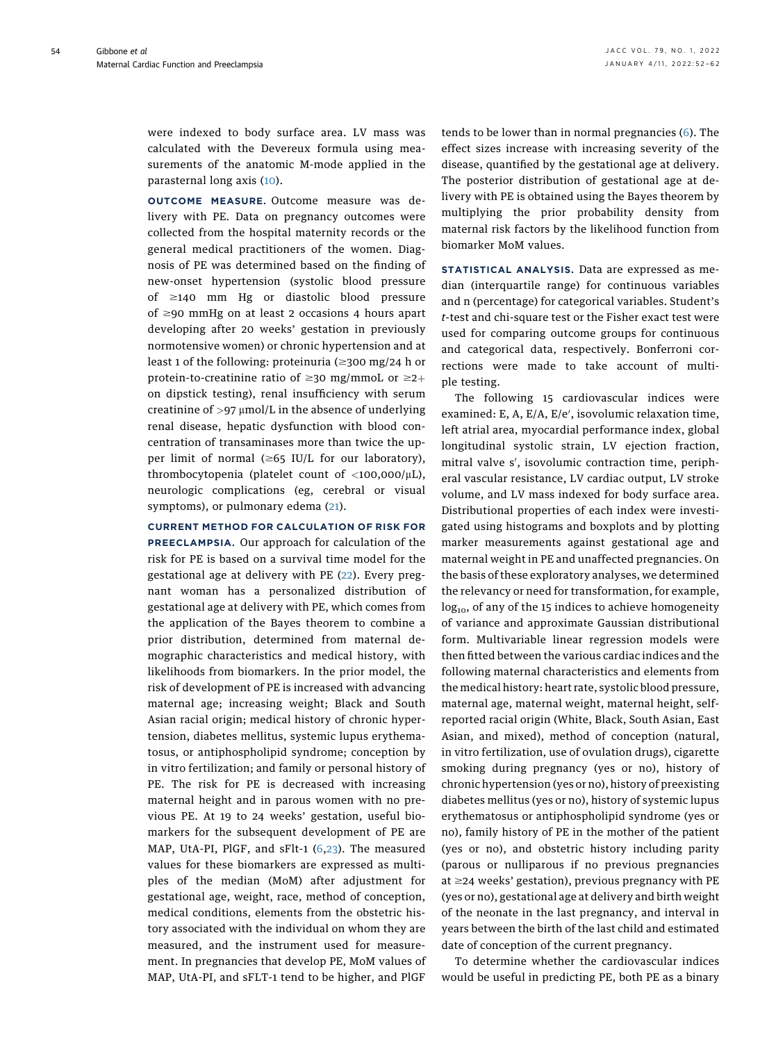were indexed to body surface area. LV mass was calculated with the Devereux formula using measurements of the anatomic M-mode applied in the parasternal long axis (10).

**OUTCOME MEASURE.** Outcome measure was delivery with PE. Data on pregnancy outcomes were collected from the hospital maternity records or the general medical practitioners of the women. Diagnosis of PE was determined based on the finding of new-onset hypertension (systolic blood pressure of ≥140 mm Hg or diastolic blood pressure of ≥90 mmHg on at least 2 occasions 4 hours apart developing after 20 weeks' gestation in previously normotensive women) or chronic hypertension and at least 1 of the following: proteinuria (≥300 mg/24 h or protein-to-creatinine ratio of ≥30 mg/mmoL or ≥2+ on dipstick testing), renal insufficiency with serum creatinine of >97 μmol/L in the absence of underlying renal disease, hepatic dysfunction with blood concentration of transaminases more than twice the upper limit of normal (≥65 IU/L for our laboratory), thrombocytopenia (platelet count of <100,000/μL), neurologic complications (eg, cerebral or visual symptoms), or pulmonary edema (21).

**CURRENT METHOD FOR CALCULATION OF RISK FOR PREECLAMPSIA.** Our approach for calculation of the risk for PE is based on a survival time model for the gestational age at delivery with PE (22). Every pregnant woman has a personalized distribution of gestational age at delivery with PE, which comes from the application of the Bayes theorem to combine a prior distribution, determined from maternal demographic characteristics and medical history, with likelihoods from biomarkers. In the prior model, the risk of development of PE is increased with advancing maternal age; increasing weight; Black and South Asian racial origin; medical history of chronic hypertension, diabetes mellitus, systemic lupus erythematosus, or antiphospholipid syndrome; conception by in vitro fertilization; and family or personal history of PE. The risk for PE is decreased with increasing maternal height and in parous women with no previous PE. At 19 to 24 weeks' gestation, useful biomarkers for the subsequent development of PE are MAP, UtA-PI, PlGF, and sFlt-1 (6,23). The measured values for these biomarkers are expressed as multiples of the median (MoM) after adjustment for gestational age, weight, race, method of conception, medical conditions, elements from the obstetric history associated with the individual on whom they are measured, and the instrument used for measurement. In pregnancies that develop PE, MoM values of MAP, UtA-PI, and sFLT-1 tend to be higher, and PlGF tends to be lower than in normal pregnancies (6). The effect sizes increase with increasing severity of the disease, quantified by the gestational age at delivery. The posterior distribution of gestational age at delivery with PE is obtained using the Bayes theorem by multiplying the prior probability density from maternal risk factors by the likelihood function from biomarker MoM values.

**STATISTICAL ANALYSIS.** Data are expressed as median (interquartile range) for continuous variables and n (percentage) for categorical variables. Student's *t*-test and chi-square test or the Fisher exact test were used for comparing outcome groups for continuous and categorical data, respectively. Bonferroni corrections were made to take account of multiple testing.

The following 15 cardiovascular indices were examined: E, A, E/A, E/e′, isovolumic relaxation time, left atrial area, myocardial performance index, global longitudinal systolic strain, LV ejection fraction, mitral valve s′, isovolumic contraction time, peripheral vascular resistance, LV cardiac output, LV stroke volume, and LV mass indexed for body surface area. Distributional properties of each index were investigated using histograms and boxplots and by plotting marker measurements against gestational age and maternal weight in PE and unaffected pregnancies. On the basis of these exploratory analyses, we determined the relevancy or need for transformation, for example, $\log_{10}$, of any of the 15 indices to achieve homogeneity of variance and approximate Gaussian distributional form. Multivariable linear regression models were then fitted between the various cardiac indices and the following maternal characteristics and elements from the medical history: heart rate, systolic blood pressure, maternal age, maternal weight, maternal height, self-reported racial origin (White, Black, South Asian, East Asian, and mixed), method of conception (natural, in vitro fertilization, use of ovulation drugs), cigarette smoking during pregnancy (yes or no), history of chronic hypertension (yes or no), history of preexisting diabetes mellitus (yes or no), history of systemic lupus erythematosus or antiphospholipid syndrome (yes or no), family history of PE in the mother of the patient (yes or no), and obstetric history including parity (parous or nulliparous if no previous pregnancies at ≥24 weeks' gestation), previous pregnancy with PE (yes or no), gestational age at delivery and birth weight of the neonate in the last pregnancy, and interval in years between the birth of the last child and estimated date of conception of the current pregnancy.

To determine whether the cardiovascular indices would be useful in predicting PE, both PE as a binary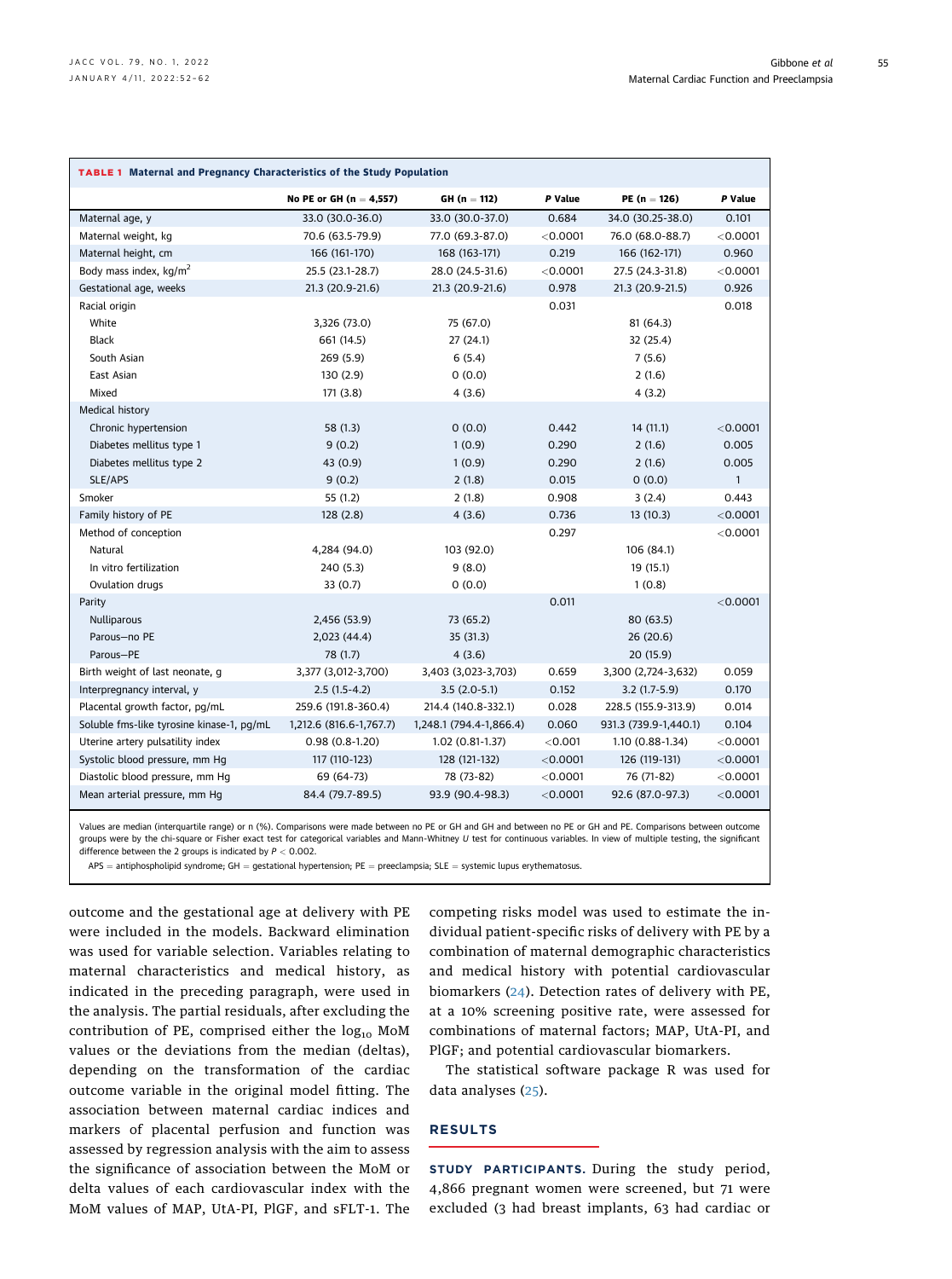**TABLE 1 Maternal and Pregnancy Characteristics of the Study Population**

| | No PE or GH (n = 4,557) | GH (n = 112) | P Value | PE (n = 126) | P Value |
|---|---|---|---|---|---|
| Maternal age, y | 33.0 (30.0-36.0) | 33.0 (30.0-37.0) | 0.684 | 34.0 (30.25-38.0) | 0.101 |
| Maternal weight, kg | 70.6 (63.5-79.9) | 77.0 (69.3-87.0) | <0.0001 | 76.0 (68.0-88.7) | <0.0001 |
| Maternal height, cm | 166 (161-170) | 168 (163-171) | 0.219 | 166 (162-171) | 0.960 |
| Body mass index, kg/m$^2$ | 25.5 (23.1-28.7) | 28.0 (24.5-31.6) | <0.0001 | 27.5 (24.3-31.8) | <0.0001 |
| Gestational age, weeks | 21.3 (20.9-21.6) | 21.3 (20.9-21.6) | 0.978 | 21.3 (20.9-21.5) | 0.926 |
| Racial origin | | | 0.031 | | 0.018 |
| White | 3,326 (73.0) | 75 (67.0) | | 81 (64.3) | |
| Black | 661 (14.5) | 27 (24.1) | | 32 (25.4) | |
| South Asian | 269 (5.9) | 6 (5.4) | | 7 (5.6) | |
| East Asian | 130 (2.9) | 0 (0.0) | | 2 (1.6) | |
| Mixed | 171 (3.8) | 4 (3.6) | | 4 (3.2) | |
| Medical history | | | | | |
| Chronic hypertension | 58 (1.3) | 0 (0.0) | 0.442 | 14 (11.1) | <0.0001 |
| Diabetes mellitus type 1 | 9 (0.2) | 1 (0.9) | 0.290 | 2 (1.6) | 0.005 |
| Diabetes mellitus type 2 | 43 (0.9) | 1 (0.9) | 0.290 | 2 (1.6) | 0.005 |
| SLE/APS | 9 (0.2) | 2 (1.8) | 0.015 | 0 (0.0) | 1 |
| Smoker | 55 (1.2) | 2 (1.8) | 0.908 | 3 (2.4) | 0.443 |
| Family history of PE | 128 (2.8) | 4 (3.6) | 0.736 | 13 (10.3) | <0.0001 |
| Method of conception | | | 0.297 | | <0.0001 |
| Natural | 4,284 (94.0) | 103 (92.0) | | 106 (84.1) | |
| In vitro fertilization | 240 (5.3) | 9 (8.0) | | 19 (15.1) | |
| Ovulation drugs | 33 (0.7) | 0 (0.0) | | 1 (0.8) | |
| Parity | | | 0.011 | | <0.0001 |
| Nulliparous | 2,456 (53.9) | 73 (65.2) | | 80 (63.5) | |
| Parous—no PE | 2,023 (44.4) | 35 (31.3) | | 26 (20.6) | |
| Parous—PE | 78 (1.7) | 4 (3.6) | | 20 (15.9) | |
| Birth weight of last neonate, g | 3,377 (3,012-3,700) | 3,403 (3,023-3,703) | 0.659 | 3,300 (2,724-3,632) | 0.059 |
| Interpregnancy interval, y | 2.5 (1.5-4.2) | 3.5 (2.0-5.1) | 0.152 | 3.2 (1.7-5.9) | 0.170 |
| Placental growth factor, pg/mL | 259.6 (191.8-360.4) | 214.4 (140.8-332.1) | 0.028 | 228.5 (155.9-313.9) | 0.014 |
| Soluble fms-like tyrosine kinase-1, pg/mL | 1,212.6 (816.6-1,767.7) | 1,248.1 (794.4-1,866.4) | 0.060 | 931.3 (739.9-1,440.1) | 0.104 |
| Uterine artery pulsatility index | 0.98 (0.8-1.20) | 1.02 (0.81-1.37) | <0.001 | 1.10 (0.88-1.34) | <0.0001 |
| Systolic blood pressure, mm Hg | 117 (110-123) | 128 (121-132) | <0.0001 | 126 (119-131) | <0.0001 |
| Diastolic blood pressure, mm Hg | 69 (64-73) | 78 (73-82) | <0.0001 | 76 (71-82) | <0.0001 |
| Mean arterial pressure, mm Hg | 84.4 (79.7-89.5) | 93.9 (90.4-98.3) | <0.0001 | 92.6 (87.0-97.3) | <0.0001 |

Values are median (interquartile range) or n (%). Comparisons were made between no PE or GH and GH and between no PE or GH and PE. Comparisons between outcome groups were by the chi-square or Fisher exact test for categorical variables and Mann-Whitney U test for continuous variables. In view of multiple testing, the significant difference between the 2 groups is indicated by $P < 0.002$.

APS = antiphospholipid syndrome; GH = gestational hypertension; PE = preeclampsia; SLE = systemic lupus erythematosus.

outcome and the gestational age at delivery with PE were included in the models. Backward elimination was used for variable selection. Variables relating to maternal characteristics and medical history, as indicated in the preceding paragraph, were used in the analysis. The partial residuals, after excluding the contribution of PE, comprised either the $\log_{10}$ MoM values or the deviations from the median (deltas), depending on the transformation of the cardiac outcome variable in the original model fitting. The association between maternal cardiac indices and markers of placental perfusion and function was assessed by regression analysis with the aim to assess the significance of association between the MoM or delta values of each cardiovascular index with the MoM values of MAP, UtA-PI, PlGF, and sFLT-1. The competing risks model was used to estimate the individual patient-specific risks of delivery with PE by a combination of maternal demographic characteristics and medical history with potential cardiovascular biomarkers (24). Detection rates of delivery with PE, at a 10% screening positive rate, were assessed for combinations of maternal factors; MAP, UtA-PI, and PlGF; and potential cardiovascular biomarkers.

The statistical software package R was used for data analyses (25).

## RESULTS

**STUDY PARTICIPANTS.** During the study period, 4,866 pregnant women were screened, but 71 were excluded (3 had breast implants, 63 had cardiac or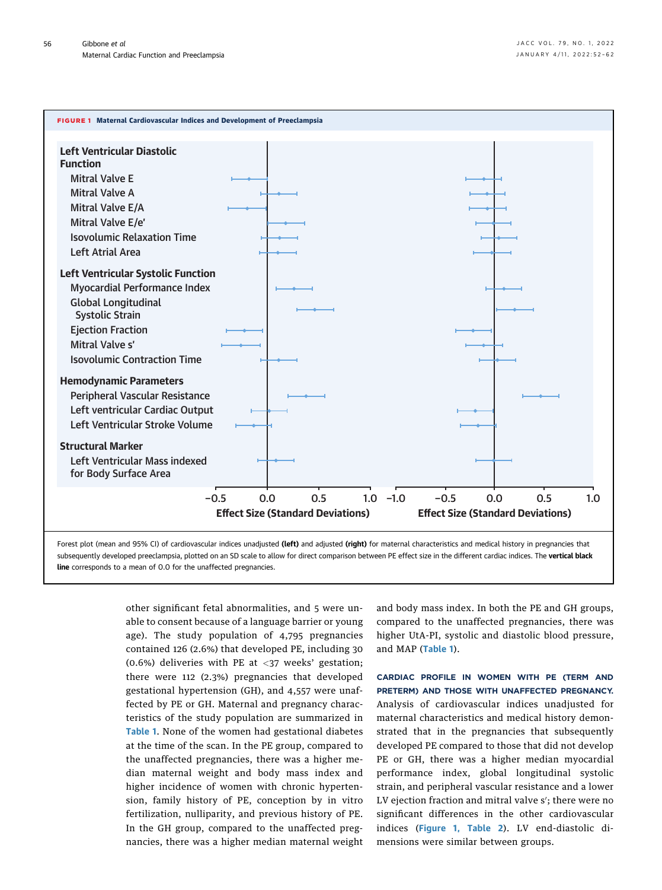**FIGURE 1** Maternal Cardiovascular Indices and Development of Preeclampsia

Forest plot (mean and 95% CI) of cardiovascular indices unadjusted **(left)** and adjusted **(right)** for maternal characteristics and medical history in pregnancies that subsequently developed preeclampsia, plotted on an SD scale to allow for direct comparison between PE effect size in the different cardiac indices. The **vertical black line** corresponds to a mean of 0.0 for the unaffected pregnancies.

other significant fetal abnormalities, and 5 were unable to consent because of a language barrier or young age). The study population of 4,795 pregnancies contained 126 (2.6%) that developed PE, including 30 (0.6%) deliveries with PE at <37 weeks' gestation; there were 112 (2.3%) pregnancies that developed gestational hypertension (GH), and 4,557 were unaffected by PE or GH. Maternal and pregnancy characteristics of the study population are summarized in Table 1. None of the women had gestational diabetes at the time of the scan. In the PE group, compared to the unaffected pregnancies, there was a higher median maternal weight and body mass index and higher incidence of women with chronic hypertension, family history of PE, conception by in vitro fertilization, nulliparity, and previous history of PE. In the GH group, compared to the unaffected pregnancies, there was a higher median maternal weight and body mass index. In both the PE and GH groups, compared to the unaffected pregnancies, there was higher UtA-PI, systolic and diastolic blood pressure, and MAP (Table 1).

**CARDIAC PROFILE IN WOMEN WITH PE (TERM AND PRETERM) AND THOSE WITH UNAFFECTED PREGNANCY.** Analysis of cardiovascular indices unadjusted for maternal characteristics and medical history demonstrated that in the pregnancies that subsequently developed PE compared to those that did not develop PE or GH, there was a higher median myocardial performance index, global longitudinal systolic strain, and peripheral vascular resistance and a lower LV ejection fraction and mitral valve s′; there were no significant differences in the other cardiovascular indices (Figure 1, Table 2). LV end-diastolic dimensions were similar between groups.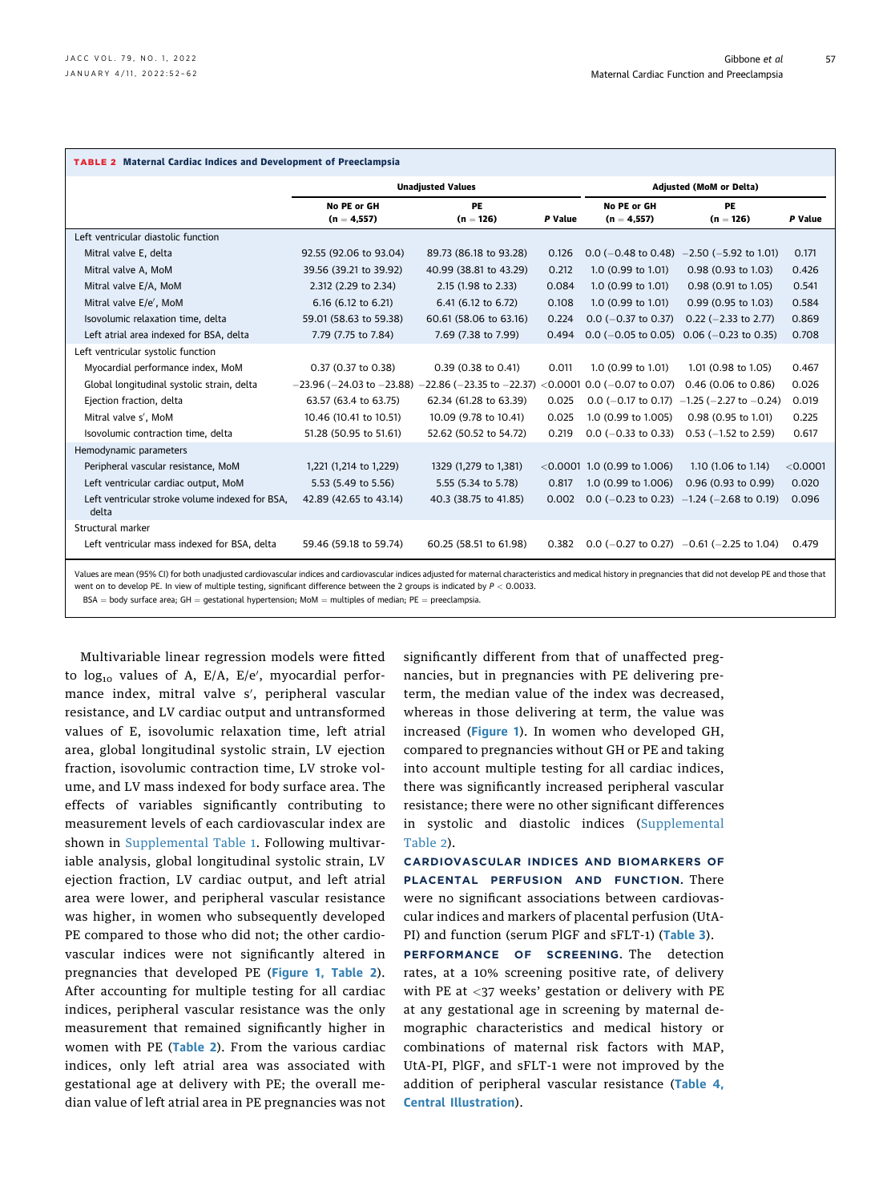**TABLE 2 Maternal Cardiac Indices and Development of Preeclampsia**

| | Unadjusted Values | | | Adjusted (MoM or Delta) | | |
|---|---|---|---|---|---|---|
| | No PE or GH (n = 4,557) | PE (n = 126) | P Value | No PE or GH (n = 4,557) | PE (n = 126) | P Value |
| **Left ventricular diastolic function** | | | | | | |
| Mitral valve E, delta | 92.55 (92.06 to 93.04) | 89.73 (86.18 to 93.28) | 0.126 | 0.0 (−0.48 to 0.48) | −2.50 (−5.92 to 1.01) | 0.171 |
| Mitral valve A, MoM | 39.56 (39.21 to 39.92) | 40.99 (38.81 to 43.29) | 0.212 | 1.0 (0.99 to 1.01) | 0.98 (0.93 to 1.03) | 0.426 |
| Mitral valve E/A, MoM | 2.312 (2.29 to 2.34) | 2.15 (1.98 to 2.33) | 0.084 | 1.0 (0.99 to 1.01) | 0.98 (0.91 to 1.05) | 0.541 |
| Mitral valve E/e′, MoM | 6.16 (6.12 to 6.21) | 6.41 (6.12 to 6.72) | 0.108 | 1.0 (0.99 to 1.01) | 0.99 (0.95 to 1.03) | 0.584 |
| Isovolumic relaxation time, delta | 59.01 (58.63 to 59.38) | 60.61 (58.06 to 63.16) | 0.224 | 0.0 (−0.37 to 0.37) | 0.22 (−2.33 to 2.77) | 0.869 |
| Left atrial area indexed for BSA, delta | 7.79 (7.75 to 7.84) | 7.69 (7.38 to 7.99) | 0.494 | 0.0 (−0.05 to 0.05) | 0.06 (−0.23 to 0.35) | 0.708 |
| **Left ventricular systolic function** | | | | | | |
| Myocardial performance index, MoM | 0.37 (0.37 to 0.38) | 0.39 (0.38 to 0.41) | 0.011 | 1.0 (0.99 to 1.01) | 1.01 (0.98 to 1.05) | 0.467 |
| Global longitudinal systolic strain, delta | −23.96 (−24.03 to −23.88) | −22.86 (−23.35 to −22.37) | <0.0001 | 0.0 (−0.07 to 0.07) | 0.46 (0.06 to 0.86) | 0.026 |
| Ejection fraction, delta | 63.57 (63.4 to 63.75) | 62.34 (61.28 to 63.39) | 0.025 | 0.0 (−0.17 to 0.17) | −1.25 (−2.27 to −0.24) | 0.019 |
| Mitral valve s′, MoM | 10.46 (10.41 to 10.51) | 10.09 (9.78 to 10.41) | 0.025 | 1.0 (0.99 to 1.005) | 0.98 (0.95 to 1.01) | 0.225 |
| Isovolumic contraction time, delta | 51.28 (50.95 to 51.61) | 52.62 (50.52 to 54.72) | 0.219 | 0.0 (−0.33 to 0.33) | 0.53 (−1.52 to 2.59) | 0.617 |
| **Hemodynamic parameters** | | | | | | |
| Peripheral vascular resistance, MoM | 1,221 (1,214 to 1,229) | 1329 (1,279 to 1,381) | <0.0001 | 1.0 (0.99 to 1.006) | 1.10 (1.06 to 1.14) | <0.0001 |
| Left ventricular cardiac output, MoM | 5.53 (5.49 to 5.56) | 5.55 (5.34 to 5.78) | 0.817 | 1.0 (0.99 to 1.006) | 0.96 (0.93 to 0.99) | 0.020 |
| Left ventricular stroke volume indexed for BSA, delta | 42.89 (42.65 to 43.14) | 40.3 (38.75 to 41.85) | 0.002 | 0.0 (−0.23 to 0.23) | −1.24 (−2.68 to 0.19) | 0.096 |
| **Structural marker** | | | | | | |
| Left ventricular mass indexed for BSA, delta | 59.46 (59.18 to 59.74) | 60.25 (58.51 to 61.98) | 0.382 | 0.0 (−0.27 to 0.27) | −0.61 (−2.25 to 1.04) | 0.479 |

Values are mean (95% CI) for both unadjusted cardiovascular indices and cardiovascular indices adjusted for maternal characteristics and medical history in pregnancies that did not develop PE and those that went on to develop PE. In view of multiple testing, significant difference between the 2 groups is indicated by $P < 0.0033$.

BSA = body surface area; GH = gestational hypertension; MoM = multiples of median; PE = preeclampsia.

Multivariable linear regression models were fitted to $\log_{10}$ values of A, E/A, E/e′, myocardial performance index, mitral valve s′, peripheral vascular resistance, and LV cardiac output and untransformed values of E, isovolumic relaxation time, left atrial area, global longitudinal systolic strain, LV ejection fraction, isovolumic contraction time, LV stroke volume, and LV mass indexed for body surface area. The effects of variables significantly contributing to measurement levels of each cardiovascular index are shown in Supplemental Table 1. Following multivariable analysis, global longitudinal systolic strain, LV ejection fraction, LV cardiac output, and left atrial area were lower, and peripheral vascular resistance was higher, in women who subsequently developed PE compared to those who did not; the other cardiovascular indices were not significantly altered in pregnancies that developed PE (**Figure 1, Table 2**). After accounting for multiple testing for all cardiac indices, peripheral vascular resistance was the only measurement that remained significantly higher in women with PE (**Table 2**). From the various cardiac indices, only left atrial area was associated with gestational age at delivery with PE; the overall median value of left atrial area in PE pregnancies was not significantly different from that of unaffected pregnancies, but in pregnancies with PE delivering preterm, the median value of the index was decreased, whereas in those delivering at term, the value was increased (**Figure 1**). In women who developed GH, compared to pregnancies without GH or PE and taking into account multiple testing for all cardiac indices, there was significantly increased peripheral vascular resistance; there were no other significant differences in systolic and diastolic indices (Supplemental Table 2).

**CARDIOVASCULAR INDICES AND BIOMARKERS OF PLACENTAL PERFUSION AND FUNCTION.** There were no significant associations between cardiovascular indices and markers of placental perfusion (UtA-PI) and function (serum PlGF and sFLT-1) (**Table 3**).

**PERFORMANCE OF SCREENING.** The detection rates, at a 10% screening positive rate, of delivery with PE at <37 weeks' gestation or delivery with PE at any gestational age in screening by maternal demographic characteristics and medical history or combinations of maternal risk factors with MAP, UtA-PI, PlGF, and sFLT-1 were not improved by the addition of peripheral vascular resistance (**Table 4, Central Illustration**).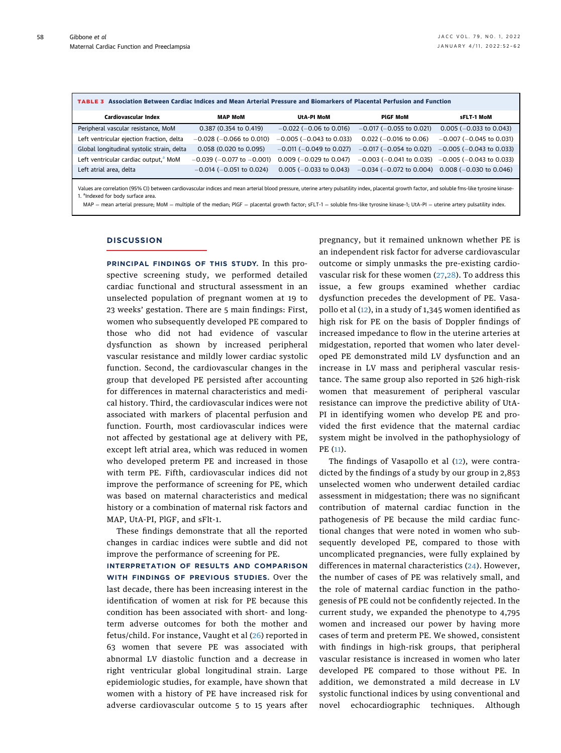**TABLE 3** Association Between Cardiac Indices and Mean Arterial Pressure and Biomarkers of Placental Perfusion and Function

| Cardiovascular Index | MAP MoM | UtA-PI MoM | PlGF MoM | sFLT-1 MoM |
|---|---|---|---|---|
| Peripheral vascular resistance, MoM | 0.387 (0.354 to 0.419) | −0.022 (−0.06 to 0.016) | −0.017 (−0.055 to 0.021) | 0.005 (−0.033 to 0.043) |
| Left ventricular ejection fraction, delta | −0.028 (−0.066 to 0.010) | −0.005 (−0.043 to 0.033) | 0.022 (−0.016 to 0.06) | −0.007 (−0.045 to 0.031) |
| Global longitudinal systolic strain, delta | 0.058 (0.020 to 0.095) | −0.011 (−0.049 to 0.027) | −0.017 (−0.054 to 0.021) | −0.005 (−0.043 to 0.033) |
| Left ventricular cardiac output,[a] MoM | −0.039 (−0.077 to −0.001) | 0.009 (−0.029 to 0.047) | −0.003 (−0.041 to 0.035) | −0.005 (−0.043 to 0.033) |
| Left atrial area, delta | −0.014 (−0.051 to 0.024) | 0.005 (−0.033 to 0.043) | −0.034 (−0.072 to 0.004) | 0.008 (−0.030 to 0.046) |

Values are correlation (95% CI) between cardiovascular indices and mean arterial blood pressure, uterine artery pulsatility index, placental growth factor, and soluble fms-like tyrosine kinase-1. [a]Indexed for body surface area.

MAP = mean arterial pressure; MoM = multiple of the median; PlGF = placental growth factor; sFLT-1 = soluble fms-like tyrosine kinase-1; UtA-PI = uterine artery pulsatility index.

## DISCUSSION

**PRINCIPAL FINDINGS OF THIS STUDY.** In this prospective screening study, we performed detailed cardiac functional and structural assessment in an unselected population of pregnant women at 19 to 23 weeks' gestation. There are 5 main findings: First, women who subsequently developed PE compared to those who did not had evidence of vascular dysfunction as shown by increased peripheral vascular resistance and mildly lower cardiac systolic function. Second, the cardiovascular changes in the group that developed PE persisted after accounting for differences in maternal characteristics and medical history. Third, the cardiovascular indices were not associated with markers of placental perfusion and function. Fourth, most cardiovascular indices were not affected by gestational age at delivery with PE, except left atrial area, which was reduced in women who developed preterm PE and increased in those with term PE. Fifth, cardiovascular indices did not improve the performance of screening for PE, which was based on maternal characteristics and medical history or a combination of maternal risk factors and MAP, UtA-PI, PlGF, and sFlt-1.

These findings demonstrate that all the reported changes in cardiac indices were subtle and did not improve the performance of screening for PE.

**INTERPRETATION OF RESULTS AND COMPARISON WITH FINDINGS OF PREVIOUS STUDIES.** Over the last decade, there has been increasing interest in the identification of women at risk for PE because this condition has been associated with short- and long-term adverse outcomes for both the mother and fetus/child. For instance, Vaught et al (26) reported in 63 women that severe PE was associated with abnormal LV diastolic function and a decrease in right ventricular global longitudinal strain. Large epidemiologic studies, for example, have shown that women with a history of PE have increased risk for adverse cardiovascular outcome 5 to 15 years after pregnancy, but it remained unknown whether PE is an independent risk factor for adverse cardiovascular outcome or simply unmasks the pre-existing cardiovascular risk for these women (27,28). To address this issue, a few groups examined whether cardiac dysfunction precedes the development of PE. Vasapollo et al (12), in a study of 1,345 women identified as high risk for PE on the basis of Doppler findings of increased impedance to flow in the uterine arteries at midgestation, reported that women who later developed PE demonstrated mild LV dysfunction and an increase in LV mass and peripheral vascular resistance. The same group also reported in 526 high-risk women that measurement of peripheral vascular resistance can improve the predictive ability of UtA-PI in identifying women who develop PE and provided the first evidence that the maternal cardiac system might be involved in the pathophysiology of PE (11).

The findings of Vasapollo et al (12), were contradicted by the findings of a study by our group in 2,853 unselected women who underwent detailed cardiac assessment in midgestation; there was no significant contribution of maternal cardiac function in the pathogenesis of PE because the mild cardiac functional changes that were noted in women who subsequently developed PE, compared to those with uncomplicated pregnancies, were fully explained by differences in maternal characteristics (24). However, the number of cases of PE was relatively small, and the role of maternal cardiac function in the pathogenesis of PE could not be confidently rejected. In the current study, we expanded the phenotype to 4,795 women and increased our power by having more cases of term and preterm PE. We showed, consistent with findings in high-risk groups, that peripheral vascular resistance is increased in women who later developed PE compared to those without PE. In addition, we demonstrated a mild decrease in LV systolic functional indices by using conventional and novel echocardiographic techniques. Although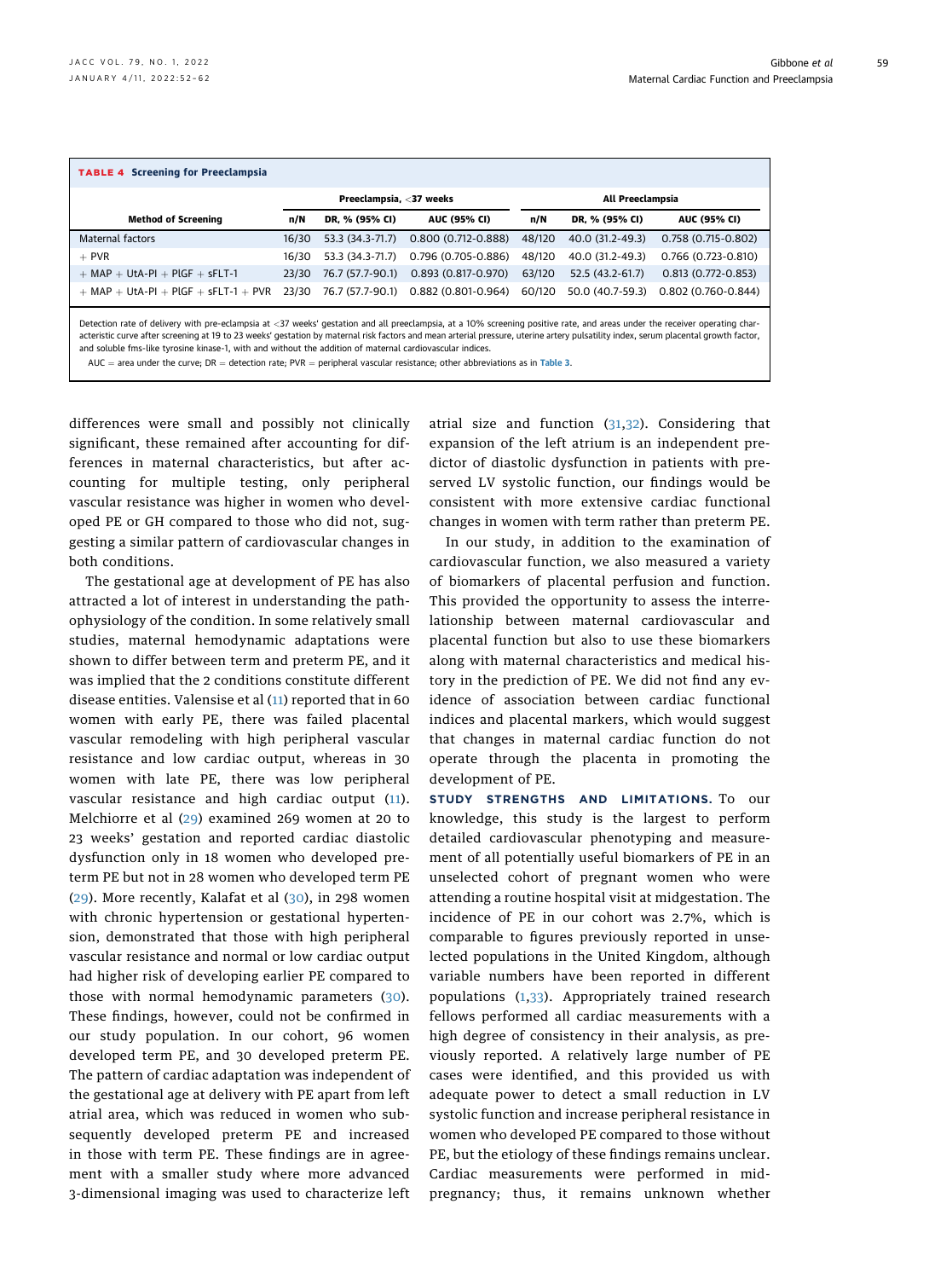**TABLE 4 Screening for Preeclampsia**

| Method of Screening | Preeclampsia, <37 weeks | | | All Preeclampsia | | |
|---|---|---|---|---|---|---|
| | n/N | DR, % (95% CI) | AUC (95% CI) | n/N | DR, % (95% CI) | AUC (95% CI) |
| Maternal factors | 16/30 | 53.3 (34.3-71.7) | 0.800 (0.712-0.888) | 48/120 | 40.0 (31.2-49.3) | 0.758 (0.715-0.802) |
| + PVR | 16/30 | 53.3 (34.3-71.7) | 0.796 (0.705-0.886) | 48/120 | 40.0 (31.2-49.3) | 0.766 (0.723-0.810) |
| + MAP + UtA-PI + PlGF + sFLT-1 | 23/30 | 76.7 (57.7-90.1) | 0.893 (0.817-0.970) | 63/120 | 52.5 (43.2-61.7) | 0.813 (0.772-0.853) |
| + MAP + UtA-PI + PlGF + sFLT-1 + PVR | 23/30 | 76.7 (57.7-90.1) | 0.882 (0.801-0.964) | 60/120 | 50.0 (40.7-59.3) | 0.802 (0.760-0.844) |

Detection rate of delivery with pre-eclampsia at <37 weeks' gestation and all preeclampsia, at a 10% screening positive rate, and areas under the receiver operating characteristic curve after screening at 19 to 23 weeks' gestation by maternal risk factors and mean arterial pressure, uterine artery pulsatility index, serum placental growth factor, and soluble fms-like tyrosine kinase-1, with and without the addition of maternal cardiovascular indices.

AUC = area under the curve; DR = detection rate; PVR = peripheral vascular resistance; other abbreviations as in Table 3.

differences were small and possibly not clinically significant, these remained after accounting for differences in maternal characteristics, but after accounting for multiple testing, only peripheral vascular resistance was higher in women who developed PE or GH compared to those who did not, suggesting a similar pattern of cardiovascular changes in both conditions.

The gestational age at development of PE has also attracted a lot of interest in understanding the pathophysiology of the condition. In some relatively small studies, maternal hemodynamic adaptations were shown to differ between term and preterm PE, and it was implied that the 2 conditions constitute different disease entities. Valensise et al (11) reported that in 60 women with early PE, there was failed placental vascular remodeling with high peripheral vascular resistance and low cardiac output, whereas in 30 women with late PE, there was low peripheral vascular resistance and high cardiac output (11). Melchiorre et al (29) examined 269 women at 20 to 23 weeks' gestation and reported cardiac diastolic dysfunction only in 18 women who developed preterm PE but not in 28 women who developed term PE (29). More recently, Kalafat et al (30), in 298 women with chronic hypertension or gestational hypertension, demonstrated that those with high peripheral vascular resistance and normal or low cardiac output had higher risk of developing earlier PE compared to those with normal hemodynamic parameters (30). These findings, however, could not be confirmed in our study population. In our cohort, 96 women developed term PE, and 30 developed preterm PE. The pattern of cardiac adaptation was independent of the gestational age at delivery with PE apart from left atrial area, which was reduced in women who subsequently developed preterm PE and increased in those with term PE. These findings are in agreement with a smaller study where more advanced 3-dimensional imaging was used to characterize left atrial size and function (31,32). Considering that expansion of the left atrium is an independent predictor of diastolic dysfunction in patients with preserved LV systolic function, our findings would be consistent with more extensive cardiac functional changes in women with term rather than preterm PE.

In our study, in addition to the examination of cardiovascular function, we also measured a variety of biomarkers of placental perfusion and function. This provided the opportunity to assess the interrelationship between maternal cardiovascular and placental function but also to use these biomarkers along with maternal characteristics and medical history in the prediction of PE. We did not find any evidence of association between cardiac functional indices and placental markers, which would suggest that changes in maternal cardiac function do not operate through the placenta in promoting the development of PE.

**STUDY STRENGTHS AND LIMITATIONS.** To our knowledge, this study is the largest to perform detailed cardiovascular phenotyping and measurement of all potentially useful biomarkers of PE in an unselected cohort of pregnant women who were attending a routine hospital visit at midgestation. The incidence of PE in our cohort was 2.7%, which is comparable to figures previously reported in unselected populations in the United Kingdom, although variable numbers have been reported in different populations (1,33). Appropriately trained research fellows performed all cardiac measurements with a high degree of consistency in their analysis, as previously reported. A relatively large number of PE cases were identified, and this provided us with adequate power to detect a small reduction in LV systolic function and increase peripheral resistance in women who developed PE compared to those without PE, but the etiology of these findings remains unclear. Cardiac measurements were performed in midpregnancy; thus, it remains unknown whether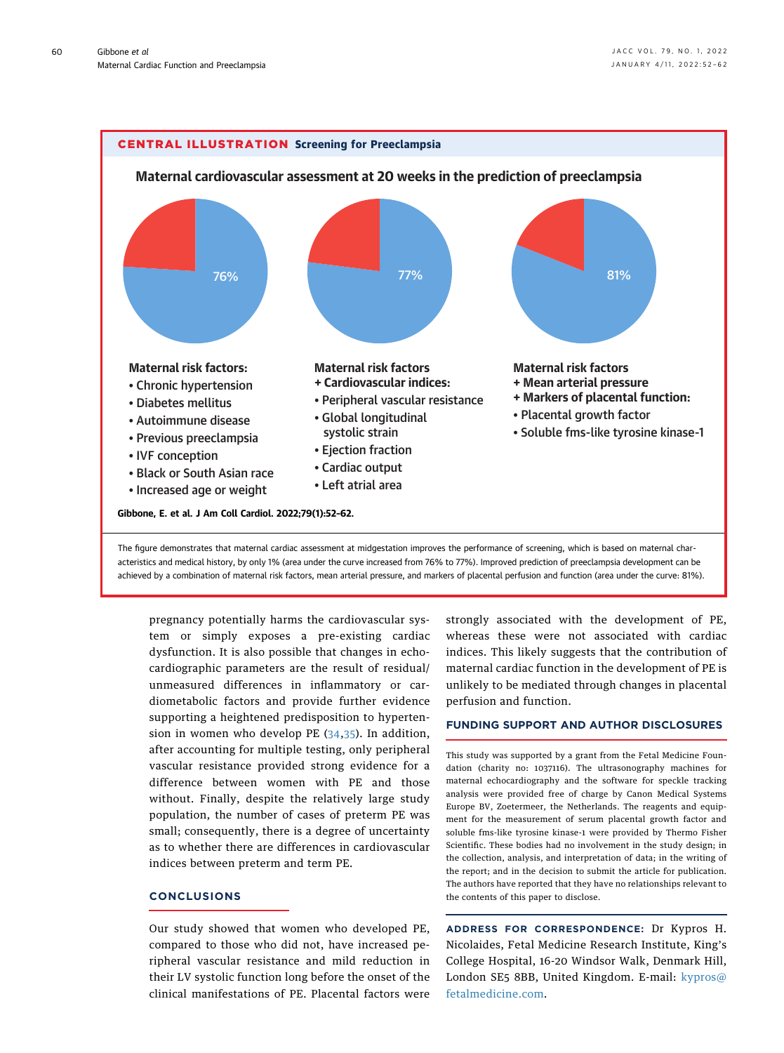**CENTRAL ILLUSTRATION** Screening for Preeclampsia

**Maternal cardiovascular assessment at 20 weeks in the prediction of preeclampsia**

76%

**Maternal risk factors:**
- Chronic hypertension
- Diabetes mellitus
- Autoimmune disease
- Previous preeclampsia
- IVF conception
- Black or South Asian race
- Increased age or weight

77%

**Maternal risk factors**
**+ Cardiovascular indices:**
- Peripheral vascular resistance
- Global longitudinal systolic strain
- Ejection fraction
- Cardiac output
- Left atrial area

81%

**Maternal risk factors**
**+ Mean arterial pressure**
**+ Markers of placental function:**
- Placental growth factor
- Soluble fms-like tyrosine kinase-1

Gibbone, E. et al. J Am Coll Cardiol. 2022;79(1):52–62.

The figure demonstrates that maternal cardiac assessment at midgestation improves the performance of screening, which is based on maternal characteristics and medical history, by only 1% (area under the curve increased from 76% to 77%). Improved prediction of preeclampsia development can be achieved by a combination of maternal risk factors, mean arterial pressure, and markers of placental perfusion and function (area under the curve: 81%).

pregnancy potentially harms the cardiovascular system or simply exposes a pre-existing cardiac dysfunction. It is also possible that changes in echocardiographic parameters are the result of residual/unmeasured differences in inflammatory or cardiometabolic factors and provide further evidence supporting a heightened predisposition to hypertension in women who develop PE (34,35). In addition, after accounting for multiple testing, only peripheral vascular resistance provided strong evidence for a difference between women with PE and those without. Finally, despite the relatively large study population, the number of cases of preterm PE was small; consequently, there is a degree of uncertainty as to whether there are differences in cardiovascular indices between preterm and term PE.

## CONCLUSIONS

Our study showed that women who developed PE, compared to those who did not, have increased peripheral vascular resistance and mild reduction in their LV systolic function long before the onset of the clinical manifestations of PE. Placental factors were strongly associated with the development of PE, whereas these were not associated with cardiac indices. This likely suggests that the contribution of maternal cardiac function in the development of PE is unlikely to be mediated through changes in placental perfusion and function.

## FUNDING SUPPORT AND AUTHOR DISCLOSURES

This study was supported by a grant from the Fetal Medicine Foundation (charity no: 1037116). The ultrasonography machines for maternal echocardiography and the software for speckle tracking analysis were provided free of charge by Canon Medical Systems Europe BV, Zoetermeer, the Netherlands. The reagents and equipment for the measurement of serum placental growth factor and soluble fms-like tyrosine kinase-1 were provided by Thermo Fisher Scientific. These bodies had no involvement in the study design; in the collection, analysis, and interpretation of data; in the writing of the report; and in the decision to submit the article for publication. The authors have reported that they have no relationships relevant to the contents of this paper to disclose.

**ADDRESS FOR CORRESPONDENCE:** Dr Kypros H. Nicolaides, Fetal Medicine Research Institute, King's College Hospital, 16-20 Windsor Walk, Denmark Hill, London SE5 8BB, United Kingdom. E-mail: kypros@fetalmedicine.com.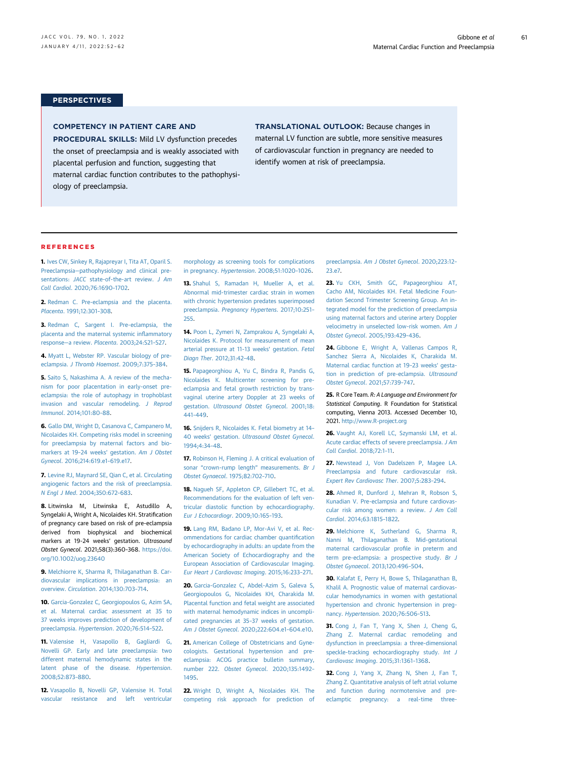## PERSPECTIVES

**COMPETENCY IN PATIENT CARE AND PROCEDURAL SKILLS:** Mild LV dysfunction precedes the onset of preeclampsia and is weakly associated with placental perfusion and function, suggesting that maternal cardiac function contributes to the pathophysiology of preeclampsia.

**TRANSLATIONAL OUTLOOK:** Because changes in maternal LV function are subtle, more sensitive measures of cardiovascular function in pregnancy are needed to identify women at risk of preeclampsia.

## REFERENCES

**1.** Ives CW, Sinkey R, Rajapreyar I, Tita AT, Oparil S. Preeclampsia—pathophysiology and clinical presentations: *JACC* state-of-the-art review. *J Am Coll Cardiol*. 2020;76:1690-1702.

**2.** Redman C. Pre-eclampsia and the placenta. *Placenta*. 1991;12:301-308.

**3.** Redman C, Sargent I. Pre-eclampsia, the placenta and the maternal systemic inflammatory response—a review. *Placenta*. 2003;24:S21-S27.

**4.** Myatt L, Webster RP. Vascular biology of preeclampsia. *J Thromb Haemost*. 2009;7:375-384.

**5.** Saito S, Nakashima A. A review of the mechanism for poor placentation in early-onset preeclampsia: the role of autophagy in trophoblast invasion and vascular remodeling. *J Reprod Immunol*. 2014;101:80-88.

**6.** Gallo DM, Wright D, Casanova C, Campanero M, Nicolaides KH. Competing risks model in screening for preeclampsia by maternal factors and biomarkers at 19-24 weeks' gestation. *Am J Obstet Gynecol*. 2016;214:619.e1-619.e17.

**7.** Levine RJ, Maynard SE, Qian C, et al. Circulating angiogenic factors and the risk of preeclampsia. *N Engl J Med*. 2004;350:672-683.

**8.** Litwinska M, Litwinska E, Astudillo A, Syngelaki A, Wright A, Nicolaides KH. Stratification of pregnancy care based on risk of pre-eclampsia derived from biophysical and biochemical markers at 19-24 weeks' gestation. *Ultrasound Obstet Gynecol*. 2021;58(3):360-368. https://doi.org/10.1002/uog.23640

**9.** Melchiorre K, Sharma R, Thilaganathan B. Cardiovascular implications in preeclampsia: an overview. *Circulation*. 2014;130:703-714.

**10.** Garcia-Gonzalez C, Georgiopoulos G, Azim SA, et al. Maternal cardiac assessment at 35 to 37 weeks improves prediction of development of preeclampsia. *Hypertension*. 2020;76:514-522.

**11.** Valensise H, Vasapollo B, Gagliardi G, Novelli GP. Early and late preeclampsia: two different maternal hemodynamic states in the latent phase of the disease. *Hypertension*. 2008;52:873-880.

**12.** Vasapollo B, Novelli GP, Valensise H. Total vascular resistance and left ventricular morphology as screening tools for complications in pregnancy. *Hypertension*. 2008;51:1020-1026.

**13.** Shahul S, Ramadan H, Mueller A, et al. Abnormal mid-trimester cardiac strain in women with chronic hypertension predates superimposed preeclampsia. *Pregnancy Hypertens*. 2017;10:251-255.

**14.** Poon L, Zymeri N, Zamprakou A, Syngelaki A, Nicolaides K. Protocol for measurement of mean arterial pressure at 11-13 weeks' gestation. *Fetal Diagn Ther*. 2012;31:42-48.

**15.** Papageorghiou A, Yu C, Bindra R, Pandis G, Nicolaides K. Multicenter screening for preeclampsia and fetal growth restriction by transvaginal uterine artery Doppler at 23 weeks of gestation. *Ultrasound Obstet Gynecol*. 2001;18:441-449.

**16.** Snijders R, Nicolaides K. Fetal biometry at 14-40 weeks' gestation. *Ultrasound Obstet Gynecol*. 1994;4:34-48.

**17.** Robinson H, Fleming J. A critical evaluation of sonar "crown-rump length" measurements. *Br J Obstet Gynaecol*. 1975;82:702-710.

**18.** Nagueh SF, Appleton CP, Gillebert TC, et al. Recommendations for the evaluation of left ventricular diastolic function by echocardiography. *Eur J Echocardiogr*. 2009;10:165-193.

**19.** Lang RM, Badano LP, Mor-Avi V, et al. Recommendations for cardiac chamber quantification by echocardiography in adults: an update from the American Society of Echocardiography and the European Association of Cardiovascular Imaging. *Eur Heart J Cardiovasc Imaging*. 2015;16:233-271.

**20.** Garcia-Gonzalez C, Abdel-Azim S, Galeva S, Georgiopoulos G, Nicolaides KH, Charakida M. Placental function and fetal weight are associated with maternal hemodynamic indices in uncomplicated pregnancies at 35-37 weeks of gestation. *Am J Obstet Gynecol*. 2020;222:604.e1-604.e10.

**21.** American College of Obstetricians and Gynecologists. Gestational hypertension and preeclampsia: ACOG practice bulletin summary, number 222. *Obstet Gynecol*. 2020;135:1492-1495.

**22.** Wright D, Wright A, Nicolaides KH. The competing risk approach for prediction of preeclampsia. *Am J Obstet Gynecol*. 2020;223:12-23.e7.

**23.** Yu CKH, Smith GC, Papageorghiou AT, Cacho AM, Nicolaides KH. Fetal Medicine Foundation Second Trimester Screening Group. An integrated model for the prediction of preeclampsia using maternal factors and uterine artery Doppler velocimetry in unselected low-risk women. *Am J Obstet Gynecol*. 2005;193:429-436.

**24.** Gibbone E, Wright A, Vallenas Campos R, Sanchez Sierra A, Nicolaides K, Charakida M. Maternal cardiac function at 19-23 weeks' gestation in prediction of pre-eclampsia. *Ultrasound Obstet Gynecol*. 2021;57:739-747.

**25.** R Core Team. *R: A Language and Environment for Statistical Computing*. R Foundation for Statistical computing, Vienna 2013. Accessed December 10, 2021. http://www.R-project.org

**26.** Vaught AJ, Korell LC, Szymanski LM, et al. Acute cardiac effects of severe preeclampsia. *J Am Coll Cardiol*. 2018;72:1-11.

**27.** Newstead J, Von Dadelszen P, Magee LA. Preeclampsia and future cardiovascular risk. *Expert Rev Cardiovasc Ther*. 2007;5:283-294.

**28.** Ahmed R, Dunford J, Mehran R, Robson S, Kunadian V. Pre-eclampsia and future cardiovascular risk among women: a review. *J Am Coll Cardiol*. 2014;63:1815-1822.

**29.** Melchiorre K, Sutherland G, Sharma R, Nanni M, Thilaganathan B. Mid-gestational maternal cardiovascular profile in preterm and term pre-eclampsia: a prospective study. *Br J Obstet Gynaecol*. 2013;120:496-504.

**30.** Kalafat E, Perry H, Bowe S, Thilaganathan B, Khalil A. Prognostic value of maternal cardiovascular hemodynamics in women with gestational hypertension and chronic hypertension in pregnancy. *Hypertension*. 2020;76:506-513.

**31.** Cong J, Fan T, Yang X, Shen J, Cheng G, Zhang Z. Maternal cardiac remodeling and dysfunction in preeclampsia: a three-dimensional speckle-tracking echocardiography study. *Int J Cardiovasc Imaging*. 2015;31:1361-1368.

**32.** Cong J, Yang X, Zhang N, Shen J, Fan T, Zhang Z. Quantitative analysis of left atrial volume and function during normotensive and preeclamptic pregnancy: a real-time three-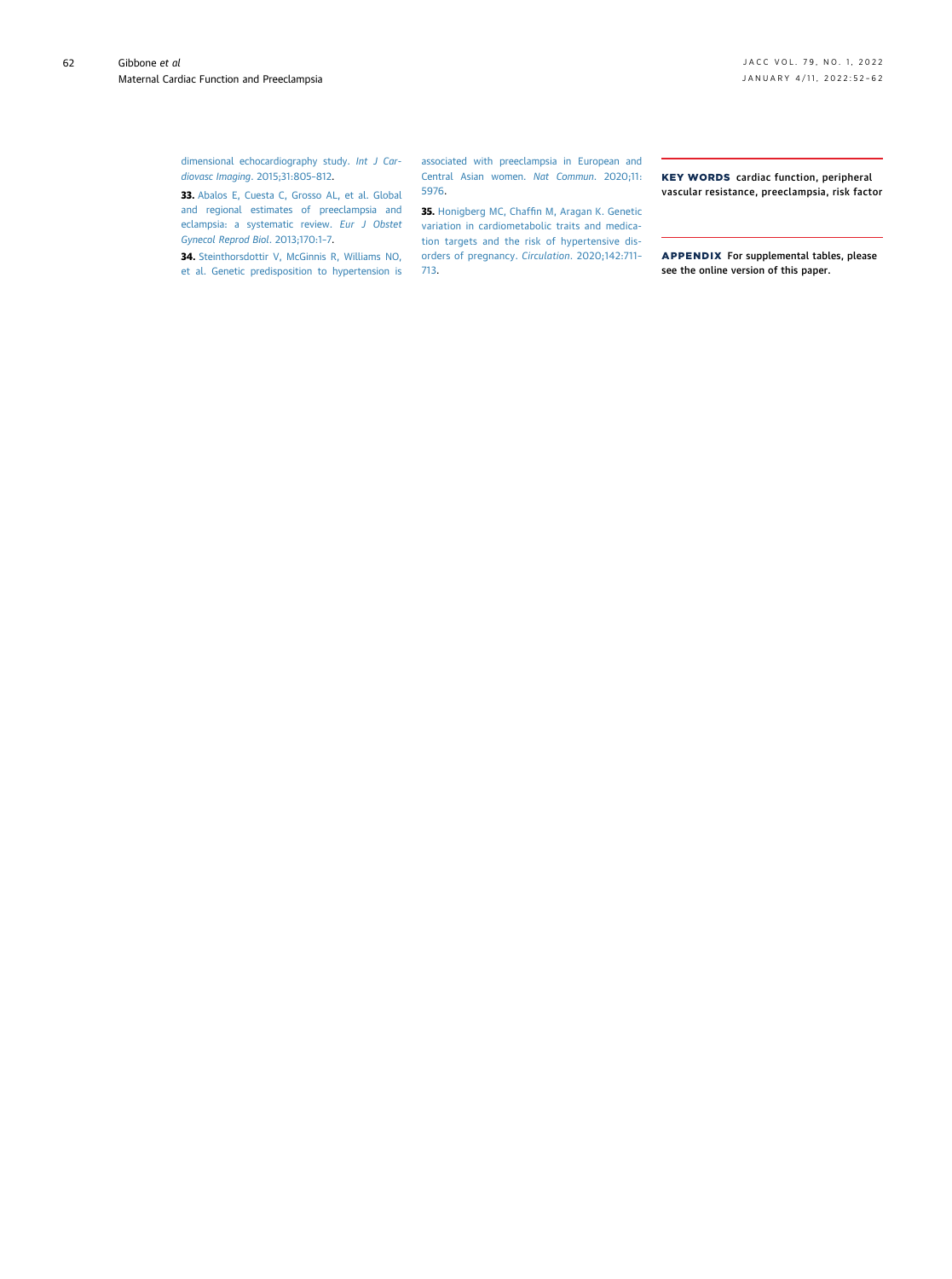dimensional echocardiography study. *Int J Cardiovasc Imaging*. 2015;31:805–812.

**33.** Abalos E, Cuesta C, Grosso AL, et al. Global and regional estimates of preeclampsia and eclampsia: a systematic review. *Eur J Obstet Gynecol Reprod Biol*. 2013;170:1–7.

**34.** Steinthorsdottir V, McGinnis R, Williams NO, et al. Genetic predisposition to hypertension is associated with preeclampsia in European and Central Asian women. *Nat Commun*. 2020;11:5976.

**35.** Honigberg MC, Chaffin M, Aragan K. Genetic variation in cardiometabolic traits and medication targets and the risk of hypertensive disorders of pregnancy. *Circulation*. 2020;142:711–713.

**KEY WORDS** cardiac function, peripheral vascular resistance, preeclampsia, risk factor

**APPENDIX** For supplemental tables, please see the online version of this paper.